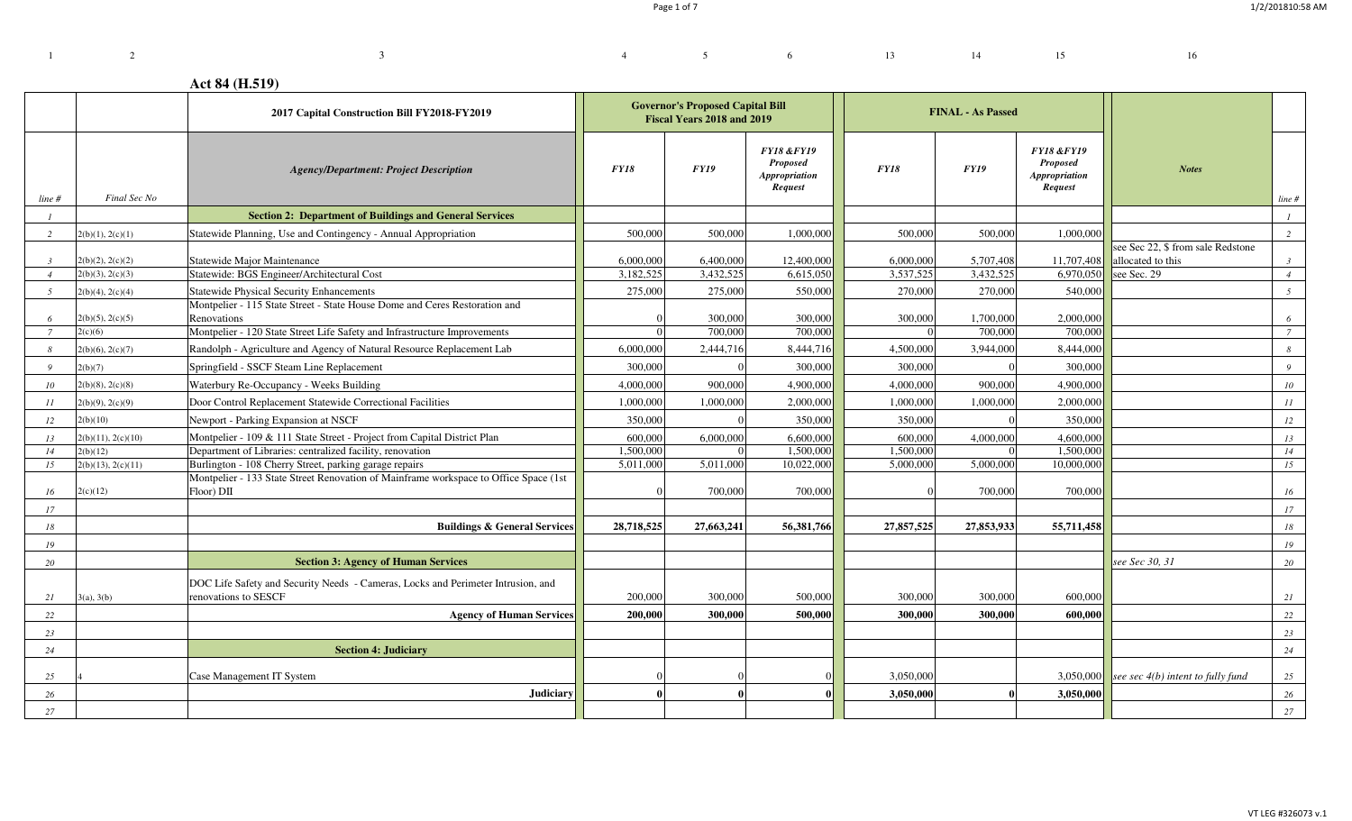## Act 84 (H.519)

| line # | Final Sec No | 2017 Capital Construction Bill FY2018-FY2019<br>Agency/Department: Project Description | Governor's Proposed Capital Bill Fiscal Years 2018 and 2019<br>FY18 | FY19 | FY18 &FY19 Proposed Appropriation Request | FINAL - As Passed<br>FY18 | FY19 | FY18 &FY19 Proposed Appropriation Request | Notes | line # |
|---|---|---|---|---|---|---|---|---|---|---|
| 1 | | **Section 2: Department of Buildings and General Services** | | | | | | | | 1 |
| 2 | 2(b)(1), 2(c)(1) | Statewide Planning, Use and Contingency - Annual Appropriation | 500,000 | 500,000 | 1,000,000 | 500,000 | 500,000 | 1,000,000 | | 2 |
| 3 | 2(b)(2), 2(c)(2) | Statewide Major Maintenance | 6,000,000 | 6,400,000 | 12,400,000 | 6,000,000 | 5,707,408 | 11,707,408 | see Sec 22, $ from sale Redstone allocated to this | 3 |
| 4 | 2(b)(3), 2(c)(3) | Statewide: BGS Engineer/Architectural Cost | 3,182,525 | 3,432,525 | 6,615,050 | 3,537,525 | 3,432,525 | 6,970,050 | see Sec. 29 | 4 |
| 5 | 2(b)(4), 2(c)(4) | Statewide Physical Security Enhancements | 275,000 | 275,000 | 550,000 | 270,000 | 270,000 | 540,000 | | 5 |
| 6 | 2(b)(5), 2(c)(5) | Montpelier - 115 State Street - State House Dome and Ceres Restoration and Renovations | 0 | 300,000 | 300,000 | 300,000 | 1,700,000 | 2,000,000 | | 6 |
| 7 | 2(c)(6) | Montpelier - 120 State Street Life Safety and Infrastructure Improvements | 0 | 700,000 | 700,000 | 0 | 700,000 | 700,000 | | 7 |
| 8 | 2(b)(6), 2(c)(7) | Randolph - Agriculture and Agency of Natural Resource Replacement Lab | 6,000,000 | 2,444,716 | 8,444,716 | 4,500,000 | 3,944,000 | 8,444,000 | | 8 |
| 9 | 2(b)(7) | Springfield - SSCF Steam Line Replacement | 300,000 | 0 | 300,000 | 300,000 | 0 | 300,000 | | 9 |
| 10 | 2(b)(8), 2(c)(8) | Waterbury Re-Occupancy - Weeks Building | 4,000,000 | 900,000 | 4,900,000 | 4,000,000 | 900,000 | 4,900,000 | | 10 |
| 11 | 2(b)(9), 2(c)(9) | Door Control Replacement Statewide Correctional Facilities | 1,000,000 | 1,000,000 | 2,000,000 | 1,000,000 | 1,000,000 | 2,000,000 | | 11 |
| 12 | 2(b)(10) | Newport - Parking Expansion at NSCF | 350,000 | 0 | 350,000 | 350,000 | 0 | 350,000 | | 12 |
| 13 | 2(b)(11), 2(c)(10) | Montpelier - 109 & 111 State Street - Project from Capital District Plan | 600,000 | 6,000,000 | 6,600,000 | 600,000 | 4,000,000 | 4,600,000 | | 13 |
| 14 | 2(b)(12) | Department of Libraries: centralized facility, renovation | 1,500,000 | 0 | 1,500,000 | 1,500,000 | 0 | 1,500,000 | | 14 |
| 15 | 2(b)(13), 2(c)(11) | Burlington - 108 Cherry Street, parking garage repairs | 5,011,000 | 5,011,000 | 10,022,000 | 5,000,000 | 5,000,000 | 10,000,000 | | 15 |
| 16 | 2(c)(12) | Montpelier - 133 State Street Renovation of Mainframe workspace to Office Space (1st Floor) DII | 0 | 700,000 | 700,000 | 0 | 700,000 | 700,000 | | 16 |
| 17 | | | | | | | | | | 17 |
| 18 | | **Buildings & General Services** | **28,718,525** | **27,663,241** | **56,381,766** | **27,857,525** | **27,853,933** | **55,711,458** | | 18 |
| 19 | | | | | | | | | | 19 |
| 20 | | **Section 3: Agency of Human Services** | | | | | | | *see Sec 30, 31* | 20 |
| 21 | 3(a), 3(b) | DOC Life Safety and Security Needs - Cameras, Locks and Perimeter Intrusion, and renovations to SESCF | 200,000 | 300,000 | 500,000 | 300,000 | 300,000 | 600,000 | | 21 |
| 22 | | **Agency of Human Services** | **200,000** | **300,000** | **500,000** | **300,000** | **300,000** | **600,000** | | 22 |
| 23 | | | | | | | | | | 23 |
| 24 | | **Section 4: Judiciary** | | | | | | | | 24 |
| 25 | 4 | Case Management IT System | 0 | 0 | 0 | 3,050,000 | | 3,050,000 | *see sec 4(b) intent to fully fund* | 25 |
| 26 | | **Judiciary** | **0** | **0** | **0** | **3,050,000** | **0** | **3,050,000** | | 26 |
| 27 | | | | | | | | | | 27 |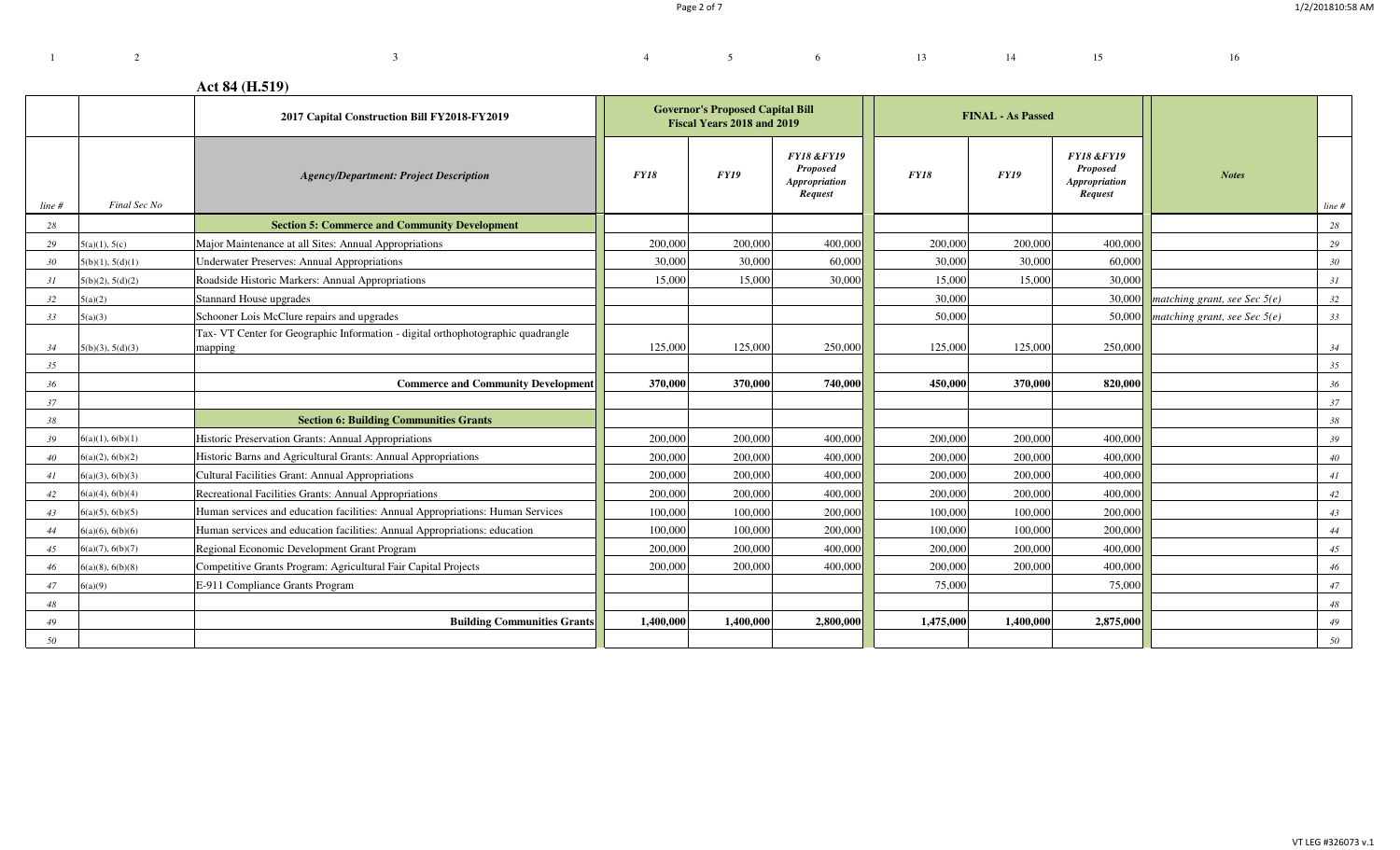## Act 84 (H.519)

| line # | Final Sec No | 2017 Capital Construction Bill FY2018-FY2019 | Governor's Proposed Capital Bill Fiscal Years 2018 and 2019 | | | FINAL - As Passed | | | Notes | line # |
|---|---|---|---|---|---|---|---|---|---|---|
| | | *Agency/Department: Project Description* | *FY18* | *FY19* | *FY18 &FY19 Proposed Appropriation Request* | *FY18* | *FY19* | *FY18 &FY19 Proposed Appropriation Request* | *Notes* | |
| 28 | | **Section 5: Commerce and Community Development** | | | | | | | | 28 |
| 29 | 5(a)(1), 5(c) | Major Maintenance at all Sites: Annual Appropriations | 200,000 | 200,000 | 400,000 | 200,000 | 200,000 | 400,000 | | 29 |
| 30 | 5(b)(1), 5(d)(1) | Underwater Preserves: Annual Appropriations | 30,000 | 30,000 | 60,000 | 30,000 | 30,000 | 60,000 | | 30 |
| 31 | 5(b)(2), 5(d)(2) | Roadside Historic Markers: Annual Appropriations | 15,000 | 15,000 | 30,000 | 15,000 | 15,000 | 30,000 | | 31 |
| 32 | 5(a)(2) | Stannard House upgrades | | | | 30,000 | | 30,000 | *matching grant, see Sec 5(e)* | 32 |
| 33 | 5(a)(3) | Schooner Lois McClure repairs and upgrades | | | | 50,000 | | 50,000 | *matching grant, see Sec 5(e)* | 33 |
| 34 | 5(b)(3), 5(d)(3) | Tax- VT Center for Geographic Information - digital orthophotographic quadrangle mapping | 125,000 | 125,000 | 250,000 | 125,000 | 125,000 | 250,000 | | 34 |
| 35 | | | | | | | | | | 35 |
| 36 | | **Commerce and Community Development** | **370,000** | **370,000** | **740,000** | **450,000** | **370,000** | **820,000** | | 36 |
| 37 | | | | | | | | | | 37 |
| 38 | | **Section 6: Building Communities Grants** | | | | | | | | 38 |
| 39 | 6(a)(1), 6(b)(1) | Historic Preservation Grants: Annual Appropriations | 200,000 | 200,000 | 400,000 | 200,000 | 200,000 | 400,000 | | 39 |
| 40 | 6(a)(2), 6(b)(2) | Historic Barns and Agricultural Grants: Annual Appropriations | 200,000 | 200,000 | 400,000 | 200,000 | 200,000 | 400,000 | | 40 |
| 41 | 6(a)(3), 6(b)(3) | Cultural Facilities Grant: Annual Appropriations | 200,000 | 200,000 | 400,000 | 200,000 | 200,000 | 400,000 | | 41 |
| 42 | 6(a)(4), 6(b)(4) | Recreational Facilities Grants: Annual Appropriations | 200,000 | 200,000 | 400,000 | 200,000 | 200,000 | 400,000 | | 42 |
| 43 | 6(a)(5), 6(b)(5) | Human services and education facilities: Annual Appropriations: Human Services | 100,000 | 100,000 | 200,000 | 100,000 | 100,000 | 200,000 | | 43 |
| 44 | 6(a)(6), 6(b)(6) | Human services and education facilities: Annual Appropriations: education | 100,000 | 100,000 | 200,000 | 100,000 | 100,000 | 200,000 | | 44 |
| 45 | 6(a)(7), 6(b)(7) | Regional Economic Development Grant Program | 200,000 | 200,000 | 400,000 | 200,000 | 200,000 | 400,000 | | 45 |
| 46 | 6(a)(8), 6(b)(8) | Competitive Grants Program: Agricultural Fair Capital Projects | 200,000 | 200,000 | 400,000 | 200,000 | 200,000 | 400,000 | | 46 |
| 47 | 6(a)(9) | E-911 Compliance Grants Program | | | | 75,000 | | 75,000 | | 47 |
| 48 | | | | | | | | | | 48 |
| 49 | | **Building Communities Grants** | **1,400,000** | **1,400,000** | **2,800,000** | **1,475,000** | **1,400,000** | **2,875,000** | | 49 |
| 50 | | | | | | | | | | 50 |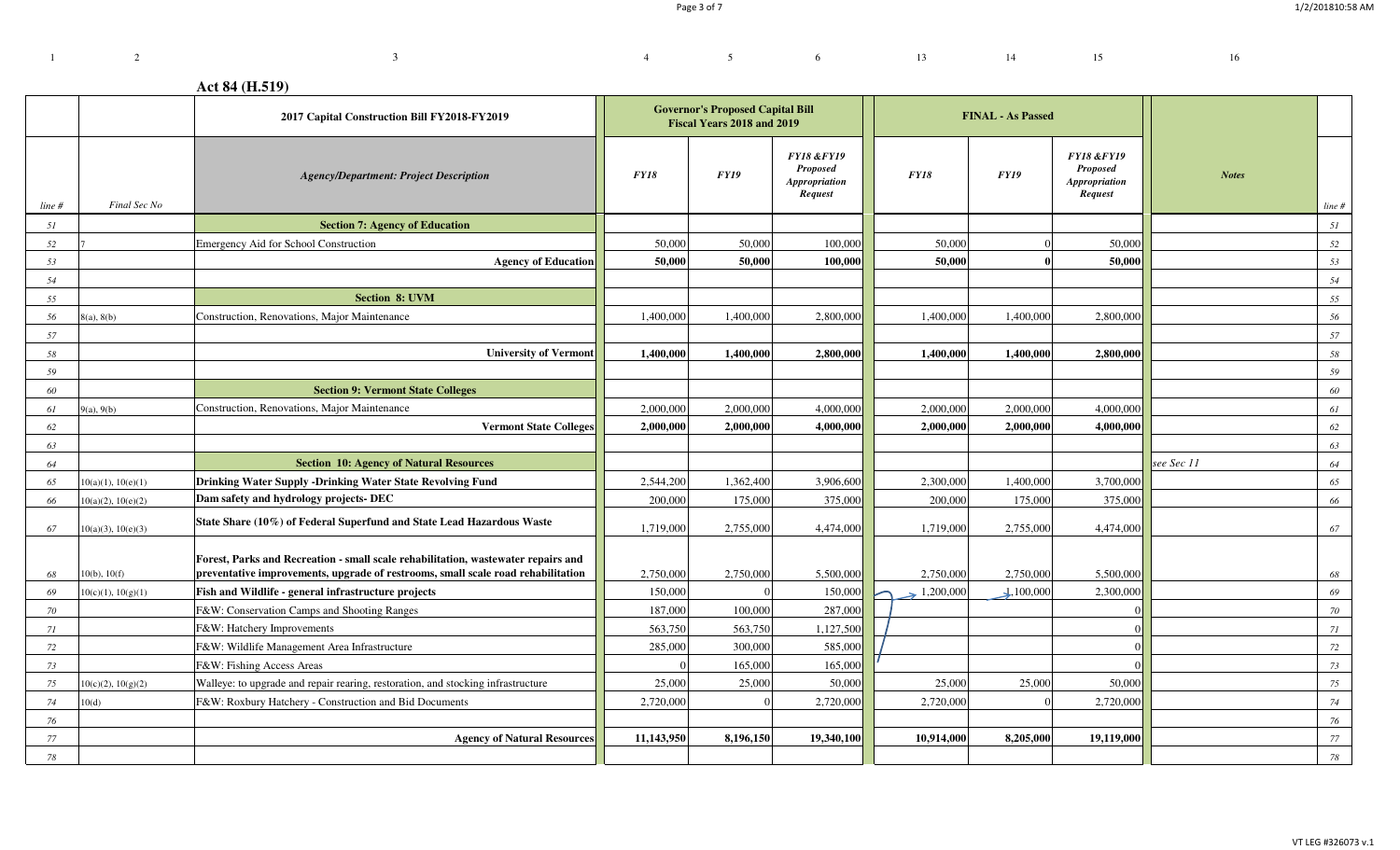**Act 84 (H.519)**

| line # | Final Sec No | 2017 Capital Construction Bill FY2018-FY2019 | Governor's Proposed Capital Bill Fiscal Years 2018 and 2019 | | | FINAL - As Passed | | | | line # |
|---|---|---|---|---|---|---|---|---|---|---|
| | | *Agency/Department: Project Description* | *FY18* | *FY19* | *FY18 &FY19 Proposed Appropriation Request* | *FY18* | *FY19* | *FY18 &FY19 Proposed Appropriation Request* | *Notes* | |
| 51 | | **Section 7: Agency of Education** | | | | | | | | 51 |
| 52 | 7 | Emergency Aid for School Construction | 50,000 | 50,000 | 100,000 | 50,000 | 0 | 50,000 | | 52 |
| 53 | | **Agency of Education** | **50,000** | **50,000** | **100,000** | **50,000** | **0** | **50,000** | | 53 |
| 54 | | | | | | | | | | 54 |
| 55 | | **Section 8: UVM** | | | | | | | | 55 |
| 56 | 8(a), 8(b) | Construction, Renovations, Major Maintenance | 1,400,000 | 1,400,000 | 2,800,000 | 1,400,000 | 1,400,000 | 2,800,000 | | 56 |
| 57 | | | | | | | | | | 57 |
| 58 | | **University of Vermont** | **1,400,000** | **1,400,000** | **2,800,000** | **1,400,000** | **1,400,000** | **2,800,000** | | 58 |
| 59 | | | | | | | | | | 59 |
| 60 | | **Section 9: Vermont State Colleges** | | | | | | | | 60 |
| 61 | 9(a), 9(b) | Construction, Renovations, Major Maintenance | 2,000,000 | 2,000,000 | 4,000,000 | 2,000,000 | 2,000,000 | 4,000,000 | | 61 |
| 62 | | **Vermont State Colleges** | **2,000,000** | **2,000,000** | **4,000,000** | **2,000,000** | **2,000,000** | **4,000,000** | | 62 |
| 63 | | | | | | | | | | 63 |
| 64 | | **Section 10: Agency of Natural Resources** | | | | | | | see Sec 11 | 64 |
| 65 | 10(a)(1), 10(e)(1) | **Drinking Water Supply -Drinking Water State Revolving Fund** | 2,544,200 | 1,362,400 | 3,906,600 | 2,300,000 | 1,400,000 | 3,700,000 | | 65 |
| 66 | 10(a)(2), 10(e)(2) | **Dam safety and hydrology projects- DEC** | 200,000 | 175,000 | 375,000 | 200,000 | 175,000 | 375,000 | | 66 |
| 67 | 10(a)(3), 10(e)(3) | **State Share (10%) of Federal Superfund and State Lead Hazardous Waste** | 1,719,000 | 2,755,000 | 4,474,000 | 1,719,000 | 2,755,000 | 4,474,000 | | 67 |
| 68 | 10(b), 10(f) | **Forest, Parks and Recreation - small scale rehabilitation, wastewater repairs and preventative improvements, upgrade of restrooms, small scale road rehabilitation** | 2,750,000 | 2,750,000 | 5,500,000 | 2,750,000 | 2,750,000 | 5,500,000 | | 68 |
| 69 | 10(c)(1), 10(g)(1) | **Fish and Wildlife - general infrastructure projects** | 150,000 | 0 | 150,000 | 1,200,000 | 1,100,000 | 2,300,000 | | 69 |
| 70 | | F&W: Conservation Camps and Shooting Ranges | 187,000 | 100,000 | 287,000 | | | 0 | | 70 |
| 71 | | F&W: Hatchery Improvements | 563,750 | 563,750 | 1,127,500 | | | 0 | | 71 |
| 72 | | F&W: Wildlife Management Area Infrastructure | 285,000 | 300,000 | 585,000 | | | 0 | | 72 |
| 73 | | F&W: Fishing Access Areas | 0 | 165,000 | 165,000 | | | 0 | | 73 |
| 75 | 10(c)(2), 10(g)(2) | Walleye: to upgrade and repair rearing, restoration, and stocking infrastructure | 25,000 | 25,000 | 50,000 | 25,000 | 25,000 | 50,000 | | 75 |
| 74 | 10(d) | F&W: Roxbury Hatchery - Construction and Bid Documents | 2,720,000 | 0 | 2,720,000 | 2,720,000 | 0 | 2,720,000 | | 74 |
| 76 | | | | | | | | | | 76 |
| 77 | | **Agency of Natural Resources** | **11,143,950** | **8,196,150** | **19,340,100** | **10,914,000** | **8,205,000** | **19,119,000** | | 77 |
| 78 | | | | | | | | | | 78 |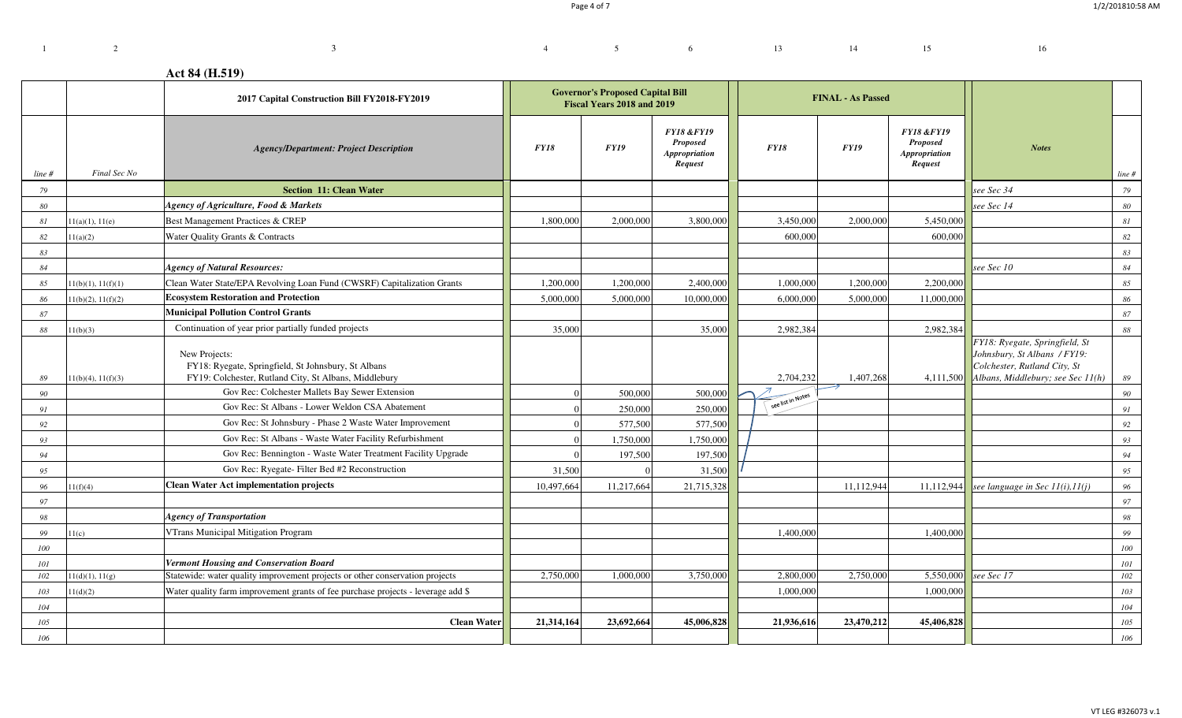**Act 84 (H.519)**

| 1 | 2 | 3 | 4 | 5 | 6 | 13 | 14 | 15 | 16 | |
|---|---|---|---|---|---|---|---|---|---|---|
| | | 2017 Capital Construction Bill FY2018-FY2019 | Governor's Proposed Capital Bill Fiscal Years 2018 and 2019 | | | FINAL - As Passed | | | | |
| line # | Final Sec No | *Agency/Department: Project Description* | *FY18* | *FY19* | *FY18 &FY19 Proposed Appropriation Request* | *FY18* | *FY19* | *FY18 &FY19 Proposed Appropriation Request* | *Notes* | line # |
| 79 | | **Section 11: Clean Water** | | | | | | | see Sec 34 | 79 |
| 80 | | ***Agency of Agriculture, Food & Markets*** | | | | | | | see Sec 14 | 80 |
| 81 | 11(a)(1), 11(e) | Best Management Practices & CREP | 1,800,000 | 2,000,000 | 3,800,000 | 3,450,000 | 2,000,000 | 5,450,000 | | 81 |
| 82 | 11(a)(2) | Water Quality Grants & Contracts | | | | 600,000 | | 600,000 | | 82 |
| 83 | | | | | | | | | | 83 |
| 84 | | ***Agency of Natural Resources:*** | | | | | | | see Sec 10 | 84 |
| 85 | 11(b)(1), 11(f)(1) | Clean Water State/EPA Revolving Loan Fund (CWSRF) Capitalization Grants | 1,200,000 | 1,200,000 | 2,400,000 | 1,000,000 | 1,200,000 | 2,200,000 | | 85 |
| 86 | 11(b)(2), 11(f)(2) | **Ecosystem Restoration and Protection** | 5,000,000 | 5,000,000 | 10,000,000 | 6,000,000 | 5,000,000 | 11,000,000 | | 86 |
| 87 | | **Municipal Pollution Control Grants** | | | | | | | | 87 |
| 88 | 11(b)(3) | Continuation of year prior partially funded projects | 35,000 | | 35,000 | 2,982,384 | | 2,982,384 | | 88 |
| 89 | 11(b)(4), 11(f)(3) | New Projects: FY18: Ryegate, Springfield, St Johnsbury, St Albans FY19: Colchester, Rutland City, St Albans, Middlebury | | | | 2,704,232 | 1,407,268 | 4,111,500 | *FY18: Ryegate, Springfield, St Johnsbury, St Albans / FY19: Colchester, Rutland City, St Albans, Middlebury; see Sec 11(h)* | 89 |
| 90 | | Gov Rec: Colchester Mallets Bay Sewer Extension | 0 | 500,000 | 500,000 | see list in Notes | | | | 90 |
| 91 | | Gov Rec: St Albans - Lower Weldon CSA Abatement | 0 | 250,000 | 250,000 | | | | | 91 |
| 92 | | Gov Rec: St Johnsbury - Phase 2 Waste Water Improvement | 0 | 577,500 | 577,500 | | | | | 92 |
| 93 | | Gov Rec: St Albans - Waste Water Facility Refurbishment | 0 | 1,750,000 | 1,750,000 | | | | | 93 |
| 94 | | Gov Rec: Bennington - Waste Water Treatment Facility Upgrade | 0 | 197,500 | 197,500 | | | | | 94 |
| 95 | | Gov Rec: Ryegate- Filter Bed #2 Reconstruction | 31,500 | 0 | 31,500 | | | | | 95 |
| 96 | 11(f)(4) | **Clean Water Act implementation projects** | 10,497,664 | 11,217,664 | 21,715,328 | | 11,112,944 | 11,112,944 | *see language in Sec 11(i),11(j)* | 96 |
| 97 | | | | | | | | | | 97 |
| 98 | | ***Agency of Transportation*** | | | | | | | | 98 |
| 99 | 11(c) | VTrans Municipal Mitigation Program | | | | 1,400,000 | | 1,400,000 | | 99 |
| 100 | | | | | | | | | | 100 |
| 101 | | ***Vermont Housing and Conservation Board*** | | | | | | | | 101 |
| 102 | 11(d)(1), 11(g) | Statewide: water quality improvement projects or other conservation projects | 2,750,000 | 1,000,000 | 3,750,000 | 2,800,000 | 2,750,000 | 5,550,000 | see Sec 17 | 102 |
| 103 | 11(d)(2) | Water quality farm improvement grants of fee purchase projects - leverage add $ | | | | 1,000,000 | | 1,000,000 | | 103 |
| 104 | | | | | | | | | | 104 |
| 105 | | **Clean Water** | **21,314,164** | **23,692,664** | **45,006,828** | **21,936,616** | **23,470,212** | **45,406,828** | | 105 |
| 106 | | | | | | | | | | 106 |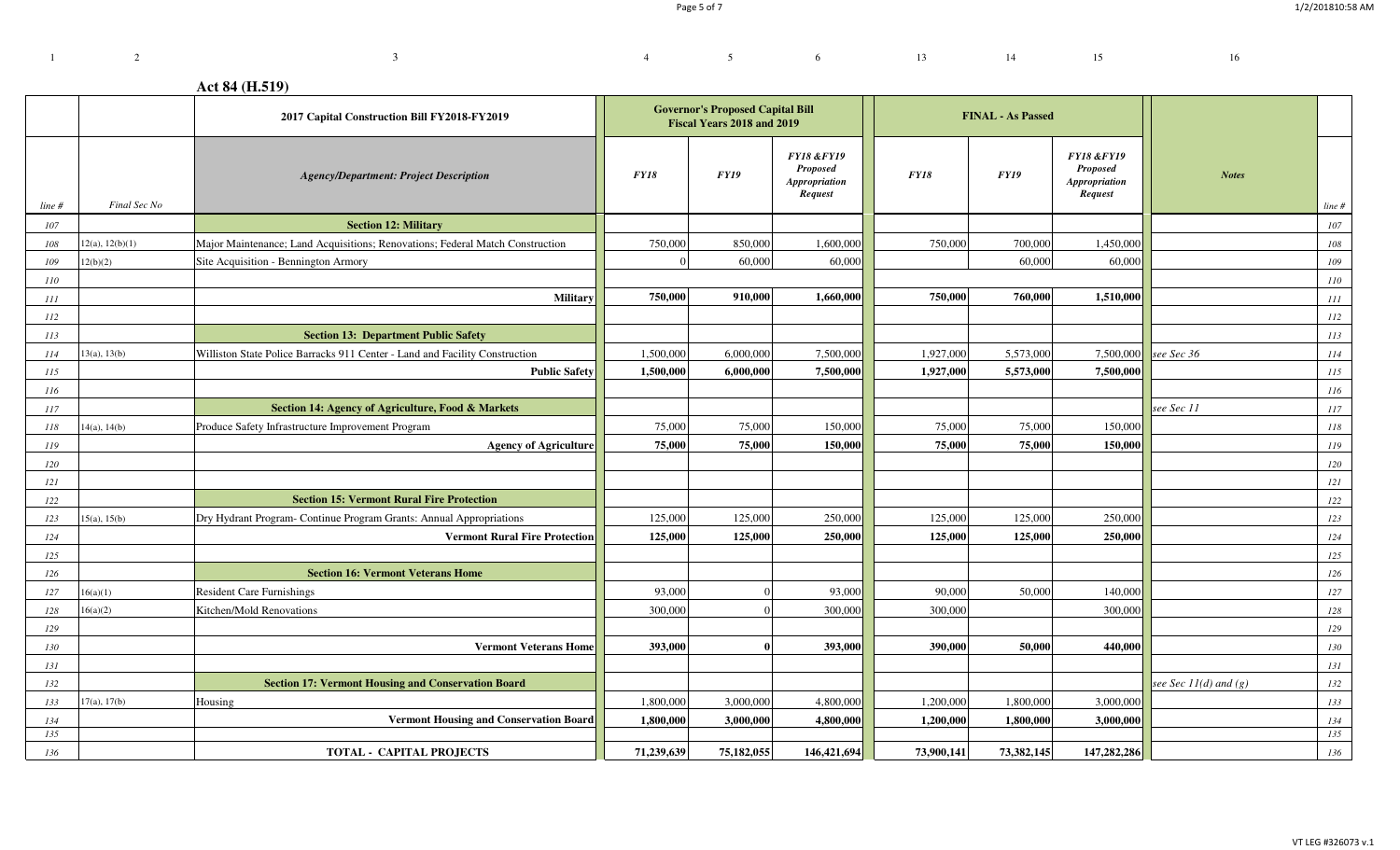Act 84 (H.519)

| line # | Final Sec No | 2017 Capital Construction Bill FY2018-FY2019 — Agency/Department: Project Description | Governor's Proposed Capital Bill Fiscal Years 2018 and 2019 — FY18 | FY19 | FY18 &FY19 Proposed Appropriation Request | FINAL - As Passed — FY18 | FY19 | FY18 &FY19 Proposed Appropriation Request | Notes | line # |
|---|---|---|---|---|---|---|---|---|---|---|
| 107 | | **Section 12: Military** | | | | | | | | 107 |
| 108 | 12(a), 12(b)(1) | Major Maintenance; Land Acquisitions; Renovations; Federal Match Construction | 750,000 | 850,000 | 1,600,000 | 750,000 | 700,000 | 1,450,000 | | 108 |
| 109 | 12(b)(2) | Site Acquisition - Bennington Armory | 0 | 60,000 | 60,000 | | 60,000 | 60,000 | | 109 |
| 110 | | | | | | | | | | 110 |
| 111 | | **Military** | **750,000** | **910,000** | **1,660,000** | **750,000** | **760,000** | **1,510,000** | | 111 |
| 112 | | | | | | | | | | 112 |
| 113 | | **Section 13: Department Public Safety** | | | | | | | | 113 |
| 114 | 13(a), 13(b) | Williston State Police Barracks 911 Center - Land and Facility Construction | 1,500,000 | 6,000,000 | 7,500,000 | 1,927,000 | 5,573,000 | 7,500,000 | see Sec 36 | 114 |
| 115 | | **Public Safety** | **1,500,000** | **6,000,000** | **7,500,000** | **1,927,000** | **5,573,000** | **7,500,000** | | 115 |
| 116 | | | | | | | | | | 116 |
| 117 | | **Section 14: Agency of Agriculture, Food & Markets** | | | | | | | see Sec 11 | 117 |
| 118 | 14(a), 14(b) | Produce Safety Infrastructure Improvement Program | 75,000 | 75,000 | 150,000 | 75,000 | 75,000 | 150,000 | | 118 |
| 119 | | **Agency of Agriculture** | **75,000** | **75,000** | **150,000** | **75,000** | **75,000** | **150,000** | | 119 |
| 120 | | | | | | | | | | 120 |
| 121 | | | | | | | | | | 121 |
| 122 | | **Section 15: Vermont Rural Fire Protection** | | | | | | | | 122 |
| 123 | 15(a), 15(b) | Dry Hydrant Program- Continue Program Grants: Annual Appropriations | 125,000 | 125,000 | 250,000 | 125,000 | 125,000 | 250,000 | | 123 |
| 124 | | **Vermont Rural Fire Protection** | **125,000** | **125,000** | **250,000** | **125,000** | **125,000** | **250,000** | | 124 |
| 125 | | | | | | | | | | 125 |
| 126 | | **Section 16: Vermont Veterans Home** | | | | | | | | 126 |
| 127 | 16(a)(1) | Resident Care Furnishings | 93,000 | 0 | 93,000 | 90,000 | 50,000 | 140,000 | | 127 |
| 128 | 16(a)(2) | Kitchen/Mold Renovations | 300,000 | 0 | 300,000 | 300,000 | | 300,000 | | 128 |
| 129 | | | | | | | | | | 129 |
| 130 | | **Vermont Veterans Home** | **393,000** | **0** | **393,000** | **390,000** | **50,000** | **440,000** | | 130 |
| 131 | | | | | | | | | | 131 |
| 132 | | **Section 17: Vermont Housing and Conservation Board** | | | | | | | see Sec 11(d) and (g) | 132 |
| 133 | 17(a), 17(b) | Housing | 1,800,000 | 3,000,000 | 4,800,000 | 1,200,000 | 1,800,000 | 3,000,000 | | 133 |
| 134 | | **Vermont Housing and Conservation Board** | **1,800,000** | **3,000,000** | **4,800,000** | **1,200,000** | **1,800,000** | **3,000,000** | | 134 |
| 135 | | | | | | | | | | 135 |
| 136 | | **TOTAL - CAPITAL PROJECTS** | **71,239,639** | **75,182,055** | **146,421,694** | **73,900,141** | **73,382,145** | **147,282,286** | | 136 |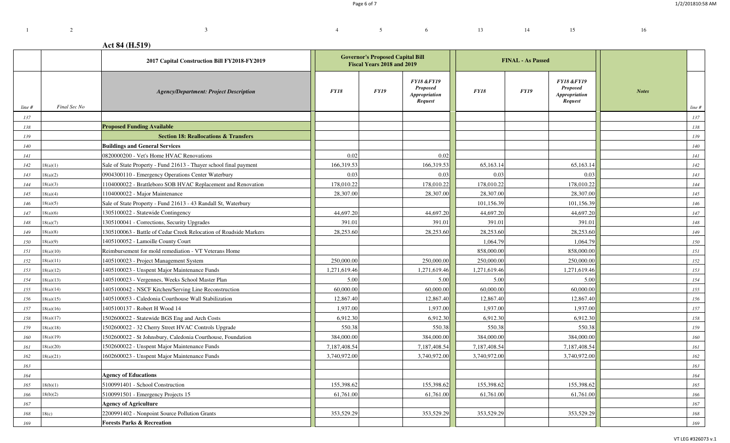**Act 84 (H.519)**

| 1 | 2 | 3 | 4 | 5 | 6 | 13 | 14 | 15 | 16 | |
|---|---|---|---|---|---|---|---|---|---|---|
| | | 2017 Capital Construction Bill FY2018-FY2019 | Governor's Proposed Capital Bill Fiscal Years 2018 and 2019 | | | FINAL - As Passed | | | | |
| line # | Final Sec No | *Agency/Department: Project Description* | *FY18* | *FY19* | *FY18 &FY19 Proposed Appropriation Request* | *FY18* | *FY19* | *FY18 &FY19 Proposed Appropriation Request* | *Notes* | line # |
| 137 | | | | | | | | | | 137 |
| 138 | | **Proposed Funding Available** | | | | | | | | 138 |
| 139 | | **Section 18: Reallocations & Transfers** | | | | | | | | 139 |
| 140 | | **Buildings and General Services** | | | | | | | | 140 |
| 141 | | 0820000200 - Vet's Home HVAC Renovations | 0.02 | | 0.02 | | | | | 141 |
| 142 | 18(a)(1) | Sale of State Property - Fund 21613 - Thayer school final payment | 166,319.53 | | 166,319.53 | 65,163.14 | | 65,163.14 | | 142 |
| 143 | 18(a)(2) | 0904300110 - Emergency Operations Center Waterbury | 0.03 | | 0.03 | 0.03 | | 0.03 | | 143 |
| 144 | 18(a)(3) | 1104000022 - Brattleboro SOB HVAC Replacement and Renovation | 178,010.22 | | 178,010.22 | 178,010.22 | | 178,010.22 | | 144 |
| 145 | 18(a)(4) | 1104000022 - Major Maintenance | 28,307.00 | | 28,307.00 | 28,307.00 | | 28,307.00 | | 145 |
| 146 | 18(a)(5) | Sale of State Property - Fund 21613 - 43 Randall St, Waterbury | | | | 101,156.39 | | 101,156.39 | | 146 |
| 147 | 18(a)(6) | 1305100022 - Statewide Contingency | 44,697.20 | | 44,697.20 | 44,697.20 | | 44,697.20 | | 147 |
| 148 | 18(a)(7) | 1305100041 - Corrections, Security Upgrades | 391.01 | | 391.01 | 391.01 | | 391.01 | | 148 |
| 149 | 18(a)(8) | 1305100063 - Battle of Cedar Creek Relocation of Roadside Markers | 28,253.60 | | 28,253.60 | 28,253.60 | | 28,253.60 | | 149 |
| 150 | 18(a)(9) | 1405100052 - Lamoille County Court | | | | 1,064.79 | | 1,064.79 | | 150 |
| 151 | 18(a)(10) | Reimbursement for mold remediation - VT Veterans Home | | | | 858,000.00 | | 858,000.00 | | 151 |
| 152 | 18(a)(11) | 1405100023 - Project Management System | 250,000.00 | | 250,000.00 | 250,000.00 | | 250,000.00 | | 152 |
| 153 | 18(a)(12) | 1405100023 - Unspent Major Maintenance Funds | 1,271,619.46 | | 1,271,619.46 | 1,271,619.46 | | 1,271,619.46 | | 153 |
| 154 | 18(a)(13) | 1405100023 - Vergennes, Weeks School Master Plan | 5.00 | | 5.00 | 5.00 | | 5.00 | | 154 |
| 155 | 18(a)(14) | 1405100042 - NSCF Kitchen/Serving Line Reconstruction | 60,000.00 | | 60,000.00 | 60,000.00 | | 60,000.00 | | 155 |
| 156 | 18(a)(15) | 1405100053 - Caledonia Courthouse Wall Stabilization | 12,867.40 | | 12,867.40 | 12,867.40 | | 12,867.40 | | 156 |
| 157 | 18(a)(16) | 1405100137 - Robert H Wood 14 | 1,937.00 | | 1,937.00 | 1,937.00 | | 1,937.00 | | 157 |
| 158 | 18(a)(17) | 1502600022 - Statewide BGS Eng and Arch Costs | 6,912.30 | | 6,912.30 | 6,912.30 | | 6,912.30 | | 158 |
| 159 | 18(a)(18) | 1502600022 - 32 Cherry Street HVAC Controls Upgrade | 550.38 | | 550.38 | 550.38 | | 550.38 | | 159 |
| 160 | 18(a)(19) | 1502600022 - St Johnsbury, Caledonia Courthouse, Foundation | 384,000.00 | | 384,000.00 | 384,000.00 | | 384,000.00 | | 160 |
| 161 | 18(a)(20) | 1502600022 - Unspent Major Maintenance Funds | 7,187,408.54 | | 7,187,408.54 | 7,187,408.54 | | 7,187,408.54 | | 161 |
| 162 | 18(a)(21) | 1602600023 - Unspent Major Maintenance Funds | 3,740,972.00 | | 3,740,972.00 | 3,740,972.00 | | 3,740,972.00 | | 162 |
| 163 | | | | | | | | | | 163 |
| 164 | | **Agency of Educations** | | | | | | | | 164 |
| 165 | 18(b)(1) | 5100991401 - School Construction | 155,398.62 | | 155,398.62 | 155,398.62 | | 155,398.62 | | 165 |
| 166 | 18(b)(2) | 5100991501 - Emergency Projects 15 | 61,761.00 | | 61,761.00 | 61,761.00 | | 61,761.00 | | 166 |
| 167 | | **Agency of Agriculture** | | | | | | | | 167 |
| 168 | 18(c) | 2200991402 - Nonpoint Source Pollution Grants | 353,529.29 | | 353,529.29 | 353,529.29 | | 353,529.29 | | 168 |
| 169 | | **Forests Parks & Recreation** | | | | | | | | 169 |

VT LEG #326073 v.1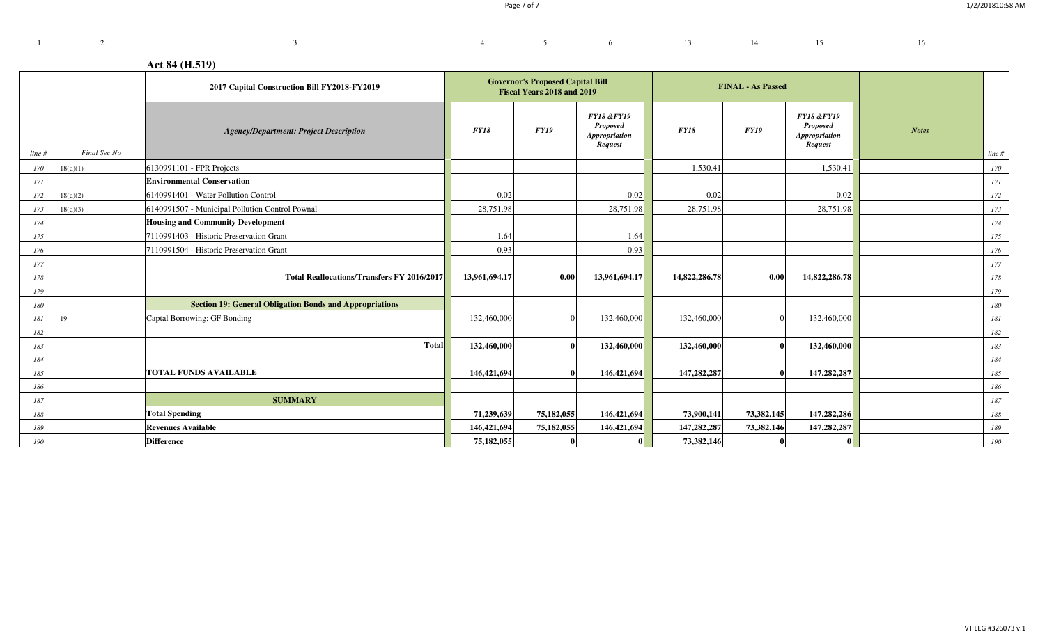## Act 84 (H.519)

| line # | Final Sec No | 2017 Capital Construction Bill FY2018-FY2019 | Governor's Proposed Capital Bill Fiscal Years 2018 and 2019 | | | FINAL - As Passed | | | Notes | line # |
|---|---|---|---|---|---|---|---|---|---|---|
| | | *Agency/Department: Project Description* | *FY18* | *FY19* | *FY18 &FY19 Proposed Appropriation Request* | *FY18* | *FY19* | *FY18 &FY19 Proposed Appropriation Request* | *Notes* | |
| 170 | 18(d)(1) | 6130991101 - FPR Projects | | | | 1,530.41 | | 1,530.41 | | 170 |
| 171 | | **Environmental Conservation** | | | | | | | | 171 |
| 172 | 18(d)(2) | 6140991401 - Water Pollution Control | 0.02 | | 0.02 | 0.02 | | 0.02 | | 172 |
| 173 | 18(d)(3) | 6140991507 - Municipal Pollution Control Pownal | 28,751.98 | | 28,751.98 | 28,751.98 | | 28,751.98 | | 173 |
| 174 | | **Housing and Community Development** | | | | | | | | 174 |
| 175 | | 7110991403 - Historic Preservation Grant | 1.64 | | 1.64 | | | | | 175 |
| 176 | | 7110991504 - Historic Preservation Grant | 0.93 | | 0.93 | | | | | 176 |
| 177 | | | | | | | | | | 177 |
| 178 | | **Total Reallocations/Transfers FY 2016/2017** | **13,961,694.17** | **0.00** | **13,961,694.17** | **14,822,286.78** | **0.00** | **14,822,286.78** | | 178 |
| 179 | | | | | | | | | | 179 |
| 180 | | **Section 19: General Obligation Bonds and Appropriations** | | | | | | | | 180 |
| 181 | 19 | Captal Borrowing: GF Bonding | 132,460,000 | 0 | 132,460,000 | 132,460,000 | 0 | 132,460,000 | | 181 |
| 182 | | | | | | | | | | 182 |
| 183 | | **Total** | **132,460,000** | **0** | **132,460,000** | **132,460,000** | **0** | **132,460,000** | | 183 |
| 184 | | | | | | | | | | 184 |
| 185 | | **TOTAL FUNDS AVAILABLE** | **146,421,694** | **0** | **146,421,694** | **147,282,287** | **0** | **147,282,287** | | 185 |
| 186 | | | | | | | | | | 186 |
| 187 | | **SUMMARY** | | | | | | | | 187 |
| 188 | | **Total Spending** | **71,239,639** | **75,182,055** | **146,421,694** | **73,900,141** | **73,382,145** | **147,282,286** | | 188 |
| 189 | | **Revenues Available** | **146,421,694** | **75,182,055** | **146,421,694** | **147,282,287** | **73,382,146** | **147,282,287** | | 189 |
| 190 | | **Difference** | **75,182,055** | **0** | **0** | **73,382,146** | **0** | **0** | | 190 |